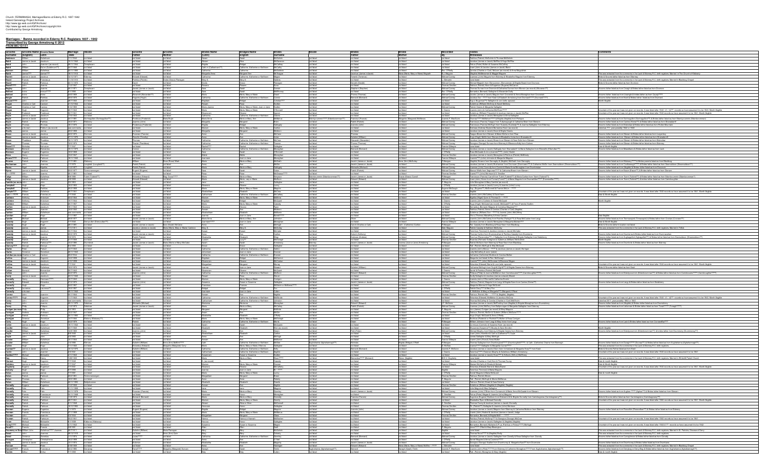Church: FERMANAGH, Marriages/Banns at Ederny R.C. 1837-1942
Ireland Genealogy Projects Archives
http://www.igp-web.com/IGPArchives/
http://www.igp-web.com/IGPArchives/copyright.htm
Contributed by George Armstrong

## Marriages / Banns recorded in Ederny R.C. Registers 1837 - 1942

**Transcribed by George Armstrong © 2012**

**FROM MIC1D/141**

| Grooms Surname | Grooms Name (English) | Grooms Name Latin | Marriage Date | Abode | Grooms Father | Grooms Mother | Brides Name (Latin) | Brides Name English | Brides Surname | Abode | Brides Father | Brides Mother | Recorded By | Testes Witnesses | Comments |
|---|---|---|---|---|---|---|---|---|---|---|---|---|---|---|---|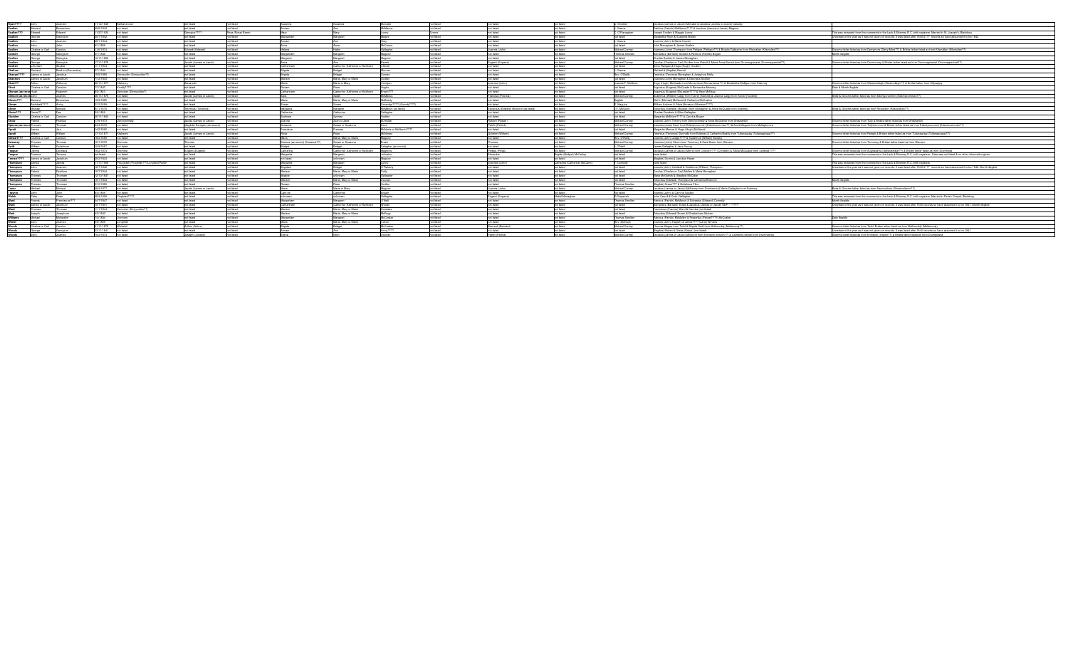| | | | | | | | | | | | | | | | | | |
|---|---|---|---|---|---|---|---|---|---|---|---|---|---|---|---|---|---|
| Ryan??? | John | Joannes | 11/12/1848 | Ballynamona | not listed | not listed | Susanna | Susanna | McCabe | not listed | not listed | not listed | J. Smollen | Jacobus (James or Jacob) McCabe & Joanbus (James or Jacob) Cassidy | | | |
| Scallon | Bernard | Bernardum | 28/5/1863 | not listed | not listed | not listed | Annam | Ann | McManus | not listed | not listed | not listed | J. Owens | Patritius (Patrick) McManus???? & Jacobus (James or Jacob) Maguire | | | |
| Scallon??? | Edward | Edward | 11/8/1868 | not listed | Georgius???? | Rose (Rosa) Barret | Mary | Mary | Lunny | Tyrone | not listed | not listed | J. O'Flanaghan | Joseph Scallon & Maggie Lunny | This was extracted from the comments in the Lack & Edenney R.C. birth registers. Married in St. Joseph's, Blackburg | | |
| Scallon | George | Georgium | 6/7/1862 | not listed | not listed | not listed | Margaretam | Margaret | Maguire | not listed | not listed | not listed | not listed | Elizabetha Ryan & Jacobus Scallon | Uncertain of the year as it was not given on records. It was listed after 1860/61?? records so have assumed it to be 1862 | | |
| Scallon | John | Joannem | 28/1/1864 | not listed | not listed | not listed | Annam | Ann | Gray | not listed | not listed | not listed | J. Owens | Joannis (John) & Maria Courter | | | |
| Scallon | John | John | 9/1/1865 | not listed | not listed | not listed | Anne | Anne | McCusker | not listed | not listed | not listed | not listed | John Monaghan & Jane Scallon | | | |
| Scallon | Charles or Carl | Carolus | 21/8/1870 | not listed | Eduardi (Edward) | not listed | Helenam | Ellen | Gallagher | not listed | Joannes (John) | not listed | Michael Carney | Joannes (John) Thompson from Pettigoe (Pettigoe??) & Brigida Gallagher from Kilcoolaher (Kilmadian??) | Grooms father listed as from Derrynoose (Derry Mone??) & Brides father listed as from Kilcoolaher (Kilmadian??) | | |
| Scallon | George | Georgium | 6/11/1846 | not listed | not listed | not listed | Margaretam | Margaret | Maguire | not listed | not listed | not listed | Thomas Smollen | Bernardus (Bernard) Scallon & Patritius (Patrick) Rogan | Month illegible | | |
| Scallon | George | Georgius | 16/11/1862 | not listed | not listed | not listed | Margaret | Margaret | Maguire | not listed | not listed | not listed | not listed | Charles Scallon & James Monaghan | | | |
| Scallon | George | Georgius | 17/11/1870 | not listed | Jacobi (James or Jacob) | not listed | Anna | Ann | Barrett | not listed | Eugenii (Eugene) | not listed | Michael Carney | Carolus (Charles or Carl) Scallon from Ruthoil & Maria Anna Barrett from Drumnagowelaut (Drumnagowelat??) | Grooms father listed as from Drumnosey & Brides father listed as from Drumnagowelaut (Drumnagowelat??) | | |
| Scallon | unknown | illegible | 1/11/1864 | not listed | not listed | not listed | Catharinam | Catherine, Katherine or Kathleen | Tinkish | not listed | not listed | not listed | not listed | Anna Flanagan & Hugo (Hugh) Scallon | | | |
| Shallow | Bernard | BenLus (Bernardus) | 4/7/1846 | not listed | not listed | not listed | Brigida | Bridget | Monroe | not listed | not listed | not listed | J. Owens | Michael & (illegible) Barrett | | | |
| Shanahan??? | James or Jacob | Jacobus | 9/8/1866 | Gilnacuddle (Derryculter??) | not listed | not listed | Brigida | Bridget | Cullinan | not listed | not listed | not listed | Rev. O'Reilly | Terentius (Terrance) Monaghan & Josephus Kelly | | | |
| Shannon | James or Jacob | Jacobum | 7/10/1863 | not listed | not listed | not listed | Mariam | Marie, Mary or Marie | Scallon | not listed | not listed | not listed | not listed | Joannes (John) Monaghan & Georgius Scallon | | | |
| Shea??? | Arthur | Arthurus | 20/11/1877 | Ribbinery | Alexander | not listed | Maria | Marie or Mary | Corrigan | not listed | Joannes (John) | not listed | Joannis F. McGuire | Hugo (Hugh) McQuade from Mornavinea (Mornavinee??) & Elizabetha Galligan from Ederney | Grooms father listed as from Glassmullagh (Glasmullagh??) & Brides father from Killyeaspy | | |
| Short | Charles or Carl | Carolum | 7/7/1846 | Woody???? | not listed | not listed | Rosam | Rose | Hughs | not listed | not listed | not listed | not listed | Eugenius (Eugene) McQuade & Bernardus Mooney | Date & Month illegible | | |
| Sherran (as recorded) | Hugh | Hugonem | 9/2/1863 | Derrinabur (Derryculter??) | not listed | not listed | Catharinam | Catherine, Katherine or Kathleen | Brown??? | not listed | not listed | not listed | not listed | Eugenius (Eugene) Walvuskan???? & Mary McEvoy | | | |
| Simson (as recorded) | John | Joannes | 26/11/1870 | not listed | Jacobi (James or Jacob) | not listed | Anna | Sarah | McAdams | not listed | Franciscus (Francis) | not listed | Michael Carney | Gulielmus (William) Caigy from Tulcrin (Tulcrin) & Joanne Caigy from Tulcrin (Tulcrin) | Bride & Grooms father listed as from Kilcreyconnell (Kilmacrennan??) | | |
| Sloan??? | Bernard | Bernardus | 16/2/1866 | not listed | not listed | not listed | Maria | Marie, Mary or Marie | McBride | not listed | not listed | not listed | illegible | Bern. (Michael) McQuaid & Catherine McCusker | | | |
| Slowe | Archibald???? | Archy | 2/10/1865 | not listed | not listed | not listed | Susan | Susan | Connelly??? (Connelly????) | not listed | not listed | not listed | P. Maguire | William Johnson & Alicia Murrana (Morrison???) | | | |
| Slevin | Michael | Michael | 6/11/1870 | not listed | Terentius (Terrance) | not listed | Margarita | Margaret | McManus (as listed) | not listed | Edwardus (Edward) Mcclean (as listed) | not listed | J.P. McGuire | Eduardus (Edward) Hinchey from Monaghan & Anna McQuade from Ederney | Bride & Grooms father listed as from Rosscullen (Rossculian??) | | |
| Slevin??? | Daniel?? | Dan | 6/4/1866 | not listed | not listed | not listed | Catherine | Catherine | Gallagher | not listed | not listed | not listed | not listed | Charles Goodwin & Ellen Gallagher | | | |
| Slevinn | Charles or Carl | Carolum | 26/11/1862 | not listed | not listed | not listed | Sydneam | Sydney | Scallon | not listed | not listed | not listed | not listed | Margarita McBride???? & Carolus Rogan | | | |
| Snow | Patrick | Patritius | 7/9/1873 | Derrygonnelly | Jacobi (James or Jacob) | not listed | Joanna | Joan or Jane | Burnside | not listed | Roberti (Robert) | not listed | Michael Carney | Joannes (John) Timony from Derrygonnelly & Anna McGolrick from Ardshankill | Grooms father listed as from Tully & Brides father listed as from Ardshankill | | |
| Spencer (as recorded) | Thomas | Thomas | 20/4/1872 | not listed | Gulielmi (William) | not listed | Susanna | Susan or Susanna | Kerrin | not listed | Patritii (Patrick) | not listed | Michael Carney | Joannes (John) Keon from Edenticromman (Edenticromman??) & Anna Maguire from Mullaghmore | Grooms father listed as from Tullyharnan & Brides father listed as from Edenticromman (Edenticromman??) | | |
| Spratt | James | Jay | 16/4/1866 | not listed | not listed | not listed | Franciscus | Frances | McKenna or McKenny???? | not listed | not listed | not listed | not listed | Margarite Monroe & Hugo (Hugh) McQuaid | | | |
| Spratt | William | William | 17/10/1871 | Ribbinery | Jacobi (James or Jacob) | not listed | Rosa | Rose | McKenny | not listed | Gulielmi (William) | not listed | Michael Carney | Terentius (Terrance) Connolly from Ederney & Catherina Beatty from Tullyaquigy (Tullanaquigy??) | Grooms father listed as from Raleigh & Brides father listed as from Tullyaquigy (Tullanaquigy??) | | |
| Stewart??? | Charles or Carl | Carolus | 18/3/1866 | not listed | not listed | not listed | Maria | Marie, Mary or Marie | Maguire | not listed | not listed | not listed | Rev. O'Reilly | Joannis (John) Judge???? & Gulielmus (William) Murphy | | | |
| Sweeney | Thomas | Thomas | 16/1/1872 | Glennore | Thomas | not listed | Susanna (as record) (Susanna??) | Susan or Susanna | Breen | not listed | Thomas | not listed | Michael Carney | Joannes (John) Keon from Tummery & Sara Breen from Glennore | Grooms father listed as from Tummery & Brides father listed as from Glennore | | |
| Swift | William | Gulielmum | 16/6/1867 | not listed | not listed | not listed | Bridget | Bridget | Gallagher (as record) | not listed | not listed | not listed | J. O'Neill | James Gallagher & Jane Young | | | |
| Teague | Dennis | Dionisius | 16/2/1874 | Glennore | Eugenii (Eugene) | not listed | Catharina | Catherine, Katherine or Kathleen | Maguire | not listed | Philippi (Philip) | not listed | Michael Carney | Jacobus (James or Jacob) Morris from Crossan??? (Crossan) & Alicia McQuade from Lettered???? | Grooms father listed as from Aughadarra (Aghadarragh??) & Brides father listed as from Drumbraw | | |
| Teague | Terence | Terrence | not listed | not listed | not listed | not listed | Margarita | Margaret | Johnston | not listed | Edmundus | not listed | Michael Carney | Brigida (Bridget) McCahey | This was extracted from the comments in the Lack & Edenney R.C. birth registers. Date was not listed & no other information given | | |
| Thomas??? | James or Jacob | Jacobum | 26/3/1863 | not listed | not listed | not listed | not listed | unknown | Maguire | not listed | not listed | not listed | not listed | (illegible) Scollin & Jacobus Rowe | | | |
| Thompson | James | James | 11/11/1886 | Ploughlish (Pruphlish??) Longfield Parish | not listed | not listed | Margarita | Margaret | Lunny | not listed | Joannes (John) | Catherina (Catherina) McCarney | T. Connolly | none listed | This was extracted from the comments in the Lack & Edenney R.C. birth registers | | |
| Thompson | John | Joannes | 18/7/1862 | not listed | not listed | not listed | Brigidam | Bridget | O'Flaherty | not listed | not listed | not listed | not listed | Joannes (John) Coldwell & Gulielmus (William) Thompson | Uncertain of the year as it was not given on records. It was listed after 1860/61?? records so have assumed it to be 1862. Month illegible | | |
| Thompson | Patrick | Patritium | 29/7/1844 | not listed | not listed | not listed | Mariam | Marie, Mary or Marie | Duffy | not listed | not listed | not listed | not listed | Carolus (Charles or Carl) McNulty & Maria Monaghan | | | |
| Thompson | Thomas | Thomam | 16/10/1847 | not listed | not listed | not listed | Brigidat | unknown | Gallagher | not listed | not listed | not listed | not listed | Maria McAdams & (illegible) McCabe | | | |
| Thompson | Thomas | Thomam | 28/7/1844 | not listed | not listed | not listed | Mariam | Marie, Mary or Marie | Crossan | not listed | not listed | not listed | not listed | Eduardus (Edward) Thompson & Catharina Brennan | | | |
| Thompson | Thomas | Thomam | 8/10/1846 | not listed | not listed | not listed | Rosam | Rose | Scollen | not listed | not listed | not listed | Thomas Smollen | (illegible) Green??? & Gulielmus Ryan | Month illegible | | |
| Toner | Michael | Michael | 26/4/1877 | not listed | Jacobi (James or Jacob) | not listed | Maria | Marie or Mary | Maguire | not listed | Joannes (John) | not listed | Michael Carney | Jacobus (James or Jacob) McKenny from Drumbrena & Maria Gallagher from Ederney | Bride & Grooms father listed as from Sanmullown (Shanmullan??) | | |
| Traynor | John | John | 8/3/1865 | not listed | not listed | not listed | Cath ne | Catherine | Borgan | not listed | not listed | not listed | not listed | Joannis (John) & Cathrine Scallon | | | |
| Walsh | Peter | Peter | 20/4/1888 | Clogreen???? | not listed | not listed | unknown | unknown | Gallagher | not listed | Eugenii (Eugene) | Mabel Monaghan | P. Rayenick | John Leonid & Cath. Gallagher | This was extracted from the comments in the Lack & Edenney R.C. birth registers. Married in Parish Chapel, Blackburg | | |
| Ward | Francis | Franciscum?? | 24/7/1847 | not listed | not listed | not listed | Margaritam | Margaret | O'Neill | not listed | not listed | not listed | Thomas Smollen | Patricius (Patrick) McManus & Edwardus (Edward) Connolly | Month illegible | | |
| Ward | James or Jacob | Jacobum | 16/11/1851 | not listed | not listed | not listed | Catharinam | Catherine, Katherine or Kathleen | Woods | not listed | not listed | not listed | not listed | Bernardus (Bernard) Small & Jacobus (James or Jacob) Mc? - ????? | Uncertain of the year as it was not given on records. It was listed after 1850 records so have assumed it to be 1851. Month illegible | | |
| Ward | Thomas | Thomam | 11/1/1864 | Derinsker (Derryculter??) | not listed | not listed | Mariam | Marie, Mary or Marie | Gunness | not listed | not listed | not listed | not listed | Franciscus (Francis) Ward & Carolus (as listed) | | | |
| Wall | Joseph | Josephum | 2/6/1850 | not listed | not listed | not listed | Mariam | Marie, Mary or Marie | McPeay | not listed | not listed | not listed | not listed | Eduardus (Edward) Brown & Elizabetham Brown | | | |
| Williams | Michael | Michaelm | 7/8/1846 | Glennore | not listed | not listed | Margaritam | Margaret | McCusker | not listed | not listed | not listed | Thomas Smollen | Patricius (Patrick) McMullen & Fergustus (Fergal????) McCusker | Date illegible | | |
| Winter | John | Joannis | 6/4/1865 | Longfield | not listed | not listed | Maria | Marie, Mary or Marie | Cullen | not listed | not listed | not listed | Rev. McHugh | Joannis (John) Hegarty & Jenna???? (Jane) Winters | | | |
| Woods | Charles or Carl | Carolus | 21/11/1870 | Whitehill | Arthuri (Arthur) | not listed | Brigida | Bridget | McCusker | not listed | Bernardi (Bernard) | not listed | Michael Carney | Thomas Magee from Tardi & Brigida Swift from Mullanmoly (Mullamoly) | Grooms father listed as from Tardi. Brides father listed as from Mullanmoly (Mullamoly) | | |
| Woods | George | Georgium | 29/11/1847 | not listed | not listed | not listed | Annam | Ann | Kerry???? | not listed | not listed | not listed | not listed | (illegible) Mahon & Gratia (Grace) (not listed) | Uncertain of the year as it was not given on records. It was listed after 1840 records so have assumed it to be 1847 | | |
| Woods | John | Joannes | 16/4/1874 | not listed | Joseph (Joseph) | not listed | Ellena | Ellen | Gouran | not listed | Patritii (Patrick) | not listed | Michael Carney | Jacobus (James or Jacob) McGuire from Enniskilln (Inisclin??) & Catharina Brown from Drumbarney | Grooms father listed as from Enniskilln (Inisclin??) & Brides father listed as from Drumbarney | | |